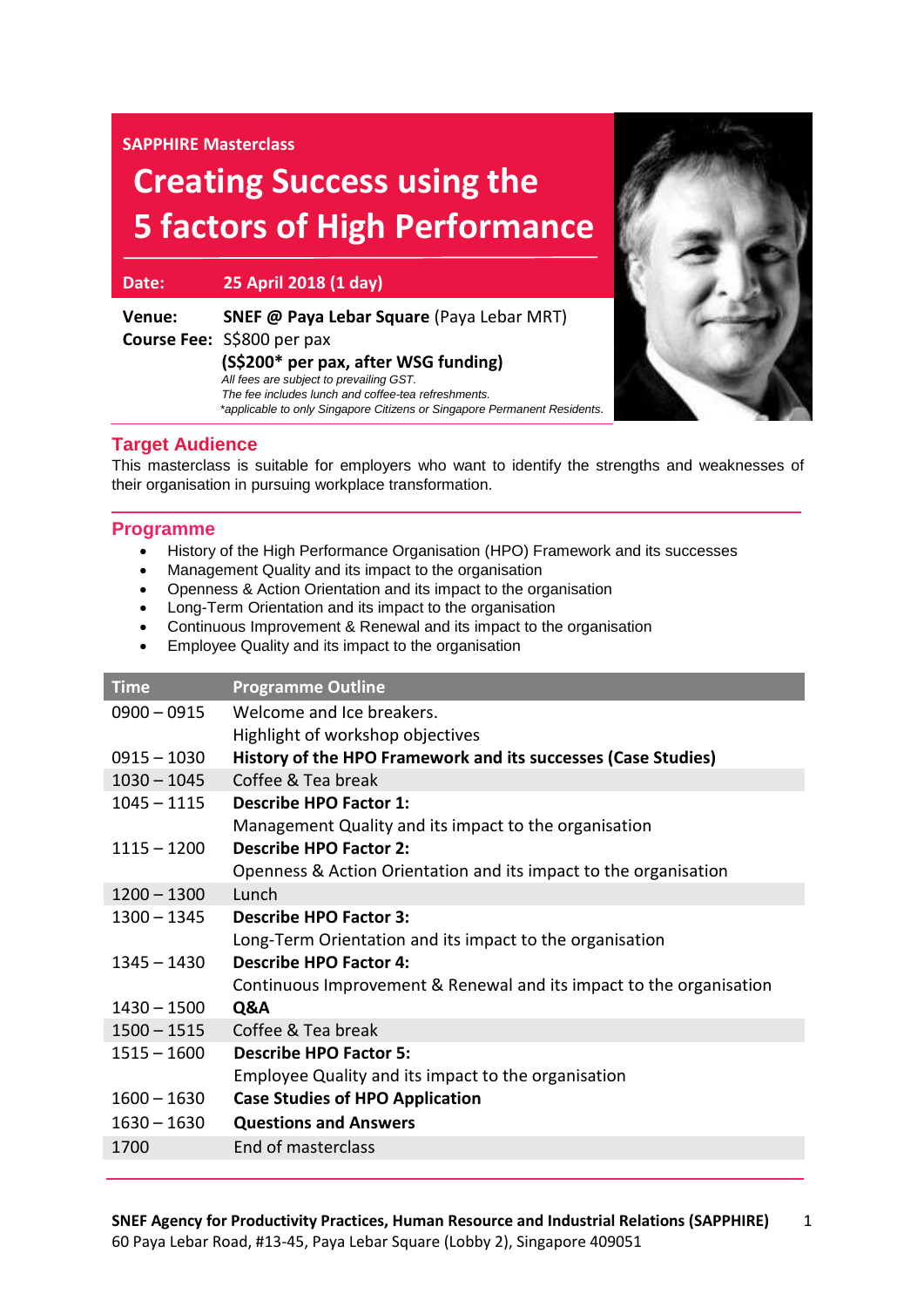SAPPHIRE Masterclass

# Creating Success using the 5 factors of High Performance

**Date:** **25 April 2018 (1 day)**

**Venue:** **SNEF @ Paya Lebar Square** (Paya Lebar MRT)

**Course Fee:** S$800 per pax

**(S$200* per pax, after WSG funding)**

*All fees are subject to prevailing GST.*
*The fee includes lunch and coffee-tea refreshments.*
**applicable to only Singapore Citizens or Singapore Permanent Residents.*

## Target Audience

This masterclass is suitable for employers who want to identify the strengths and weaknesses of their organisation in pursuing workplace transformation.

## Programme

- History of the High Performance Organisation (HPO) Framework and its successes
- Management Quality and its impact to the organisation
- Openness & Action Orientation and its impact to the organisation
- Long-Term Orientation and its impact to the organisation
- Continuous Improvement & Renewal and its impact to the organisation
- Employee Quality and its impact to the organisation

| Time | Programme Outline |
|---|---|
| 0900 – 0915 | Welcome and Ice breakers.<br>Highlight of workshop objectives |
| 0915 – 1030 | **History of the HPO Framework and its successes (Case Studies)** |
| 1030 – 1045 | Coffee & Tea break |
| 1045 – 1115 | **Describe HPO Factor 1:**<br>Management Quality and its impact to the organisation |
| 1115 – 1200 | **Describe HPO Factor 2:**<br>Openness & Action Orientation and its impact to the organisation |
| 1200 – 1300 | Lunch |
| 1300 – 1345 | **Describe HPO Factor 3:**<br>Long-Term Orientation and its impact to the organisation |
| 1345 – 1430 | **Describe HPO Factor 4:**<br>Continuous Improvement & Renewal and its impact to the organisation |
| 1430 – 1500 | **Q&A** |
| 1500 – 1515 | Coffee & Tea break |
| 1515 – 1600 | **Describe HPO Factor 5:**<br>Employee Quality and its impact to the organisation |
| 1600 – 1630 | **Case Studies of HPO Application** |
| 1630 – 1630 | **Questions and Answers** |
| 1700 | End of masterclass |

**SNEF Agency for Productivity Practices, Human Resource and Industrial Relations (SAPPHIRE)**
60 Paya Lebar Road, #13-45, Paya Lebar Square (Lobby 2), Singapore 409051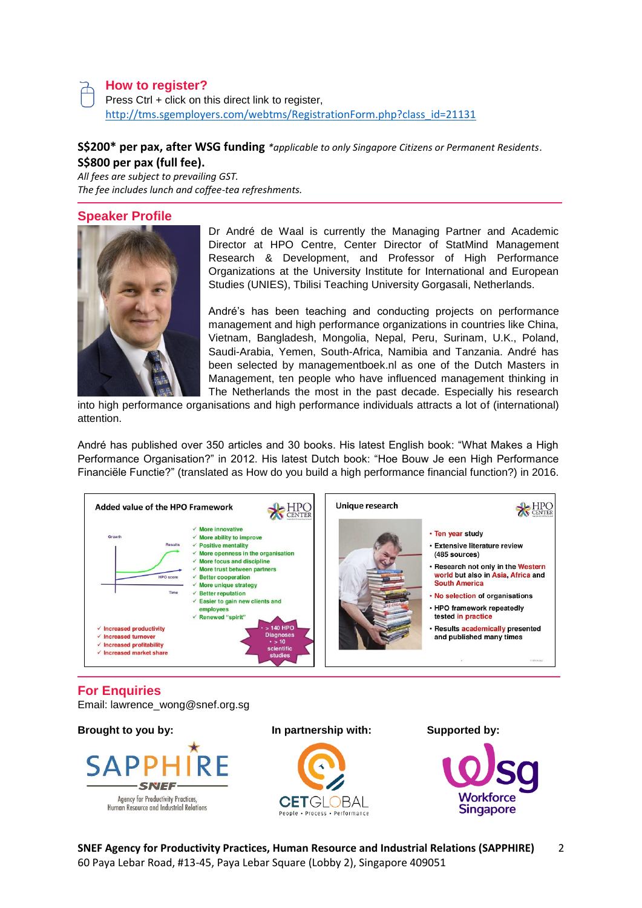## How to register?

Press Ctrl + click on this direct link to register,
http://tms.sgemployers.com/webtms/RegistrationForm.php?class_id=21131

**S$200* per pax, after WSG funding** *\*applicable to only Singapore Citizens or Permanent Residents*.
**S$800 per pax (full fee).**
*All fees are subject to prevailing GST.*
*The fee includes lunch and coffee-tea refreshments.*

## Speaker Profile

Dr André de Waal is currently the Managing Partner and Academic Director at HPO Centre, Center Director of StatMind Management Research & Development, and Professor of High Performance Organizations at the University Institute for International and European Studies (UNIES), Tbilisi Teaching University Gorgasali, Netherlands.

André's has been teaching and conducting projects on performance management and high performance organizations in countries like China, Vietnam, Bangladesh, Mongolia, Nepal, Peru, Surinam, U.K., Poland, Saudi-Arabia, Yemen, South-Africa, Namibia and Tanzania. André has been selected by managementboek.nl as one of the Dutch Masters in Management, ten people who have influenced management thinking in The Netherlands the most in the past decade. Especially his research into high performance organisations and high performance individuals attracts a lot of (international) attention.

André has published over 350 articles and 30 books. His latest English book: "What Makes a High Performance Organisation?" in 2012. His latest Dutch book: "Hoe Bouw Je een High Performance Financiële Functie?" (translated as How do you build a high performance financial function?) in 2016.

**Added value of the HPO Framework**

Growth
Results
HPO score
Time

- ✓ More innovative
- ✓ More ability to improve
- ✓ Positive mentality
- ✓ More openness in the organisation
- ✓ More focus and discipline
- ✓ More trust between partners
- ✓ Better cooperation
- ✓ More unique strategy
- ✓ Better reputation
- ✓ Easier to gain new clients and employees
- ✓ Renewed "spirit"

- ✓ Increased productivity
- ✓ Increased turnover
- ✓ Increased profitability
- ✓ Increased market share

• > 140 HPO Diagnoses
• > 10 scientific studies

**Unique research**

- Ten year study
- Extensive literature review (485 sources)
- Research not only in the Western world but also in Asia, Africa and South America
- No selection of organisations
- HPO framework repeatedly tested in practice
- Results academically presented and published many times

## For Enquiries

Email: lawrence_wong@snef.org.sg

**Brought to you by:** SAPPHIRE SNEF – Agency for Productivity Practices, Human Resource and Industrial Relations

**In partnership with:** CETGLOBAL People • Process • Performance

**Supported by:** Workforce Singapore

**SNEF Agency for Productivity Practices, Human Resource and Industrial Relations (SAPPHIRE)**
60 Paya Lebar Road, #13-45, Paya Lebar Square (Lobby 2), Singapore 409051